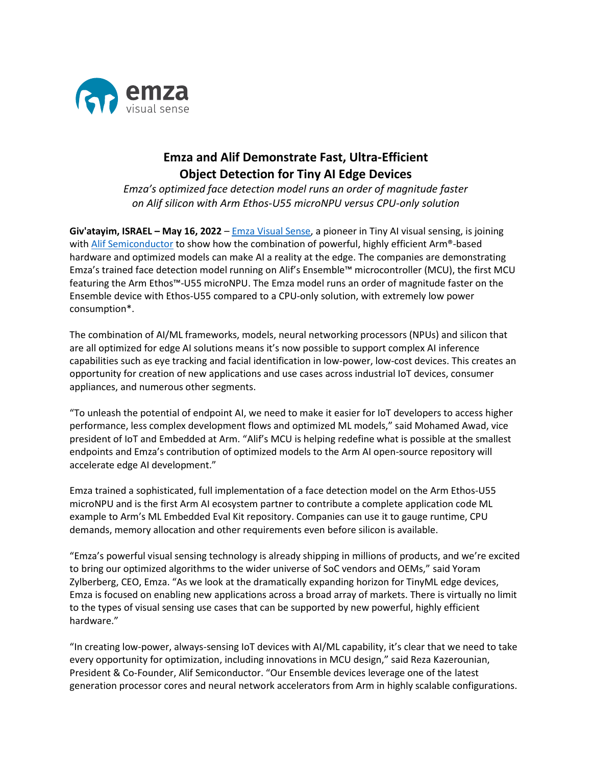emza visual sense

# Emza and Alif Demonstrate Fast, Ultra-Efficient Object Detection for Tiny AI Edge Devices

*Emza's optimized face detection model runs an order of magnitude faster on Alif silicon with Arm Ethos-U55 microNPU versus CPU-only solution*

**Giv'atayim, ISRAEL – May 16, 2022** – Emza Visual Sense, a pioneer in Tiny AI visual sensing, is joining with Alif Semiconductor to show how the combination of powerful, highly efficient Arm®-based hardware and optimized models can make AI a reality at the edge. The companies are demonstrating Emza's trained face detection model running on Alif's Ensemble™ microcontroller (MCU), the first MCU featuring the Arm Ethos™-U55 microNPU. The Emza model runs an order of magnitude faster on the Ensemble device with Ethos-U55 compared to a CPU-only solution, with extremely low power consumption*.

The combination of AI/ML frameworks, models, neural networking processors (NPUs) and silicon that are all optimized for edge AI solutions means it's now possible to support complex AI inference capabilities such as eye tracking and facial identification in low-power, low-cost devices. This creates an opportunity for creation of new applications and use cases across industrial IoT devices, consumer appliances, and numerous other segments.

"To unleash the potential of endpoint AI, we need to make it easier for IoT developers to access higher performance, less complex development flows and optimized ML models," said Mohamed Awad, vice president of IoT and Embedded at Arm. "Alif's MCU is helping redefine what is possible at the smallest endpoints and Emza's contribution of optimized models to the Arm AI open-source repository will accelerate edge AI development."

Emza trained a sophisticated, full implementation of a face detection model on the Arm Ethos-U55 microNPU and is the first Arm AI ecosystem partner to contribute a complete application code ML example to Arm's ML Embedded Eval Kit repository. Companies can use it to gauge runtime, CPU demands, memory allocation and other requirements even before silicon is available.

"Emza's powerful visual sensing technology is already shipping in millions of products, and we're excited to bring our optimized algorithms to the wider universe of SoC vendors and OEMs," said Yoram Zylberberg, CEO, Emza. "As we look at the dramatically expanding horizon for TinyML edge devices, Emza is focused on enabling new applications across a broad array of markets. There is virtually no limit to the types of visual sensing use cases that can be supported by new powerful, highly efficient hardware."

"In creating low-power, always-sensing IoT devices with AI/ML capability, it's clear that we need to take every opportunity for optimization, including innovations in MCU design," said Reza Kazerounian, President & Co-Founder, Alif Semiconductor. "Our Ensemble devices leverage one of the latest generation processor cores and neural network accelerators from Arm in highly scalable configurations.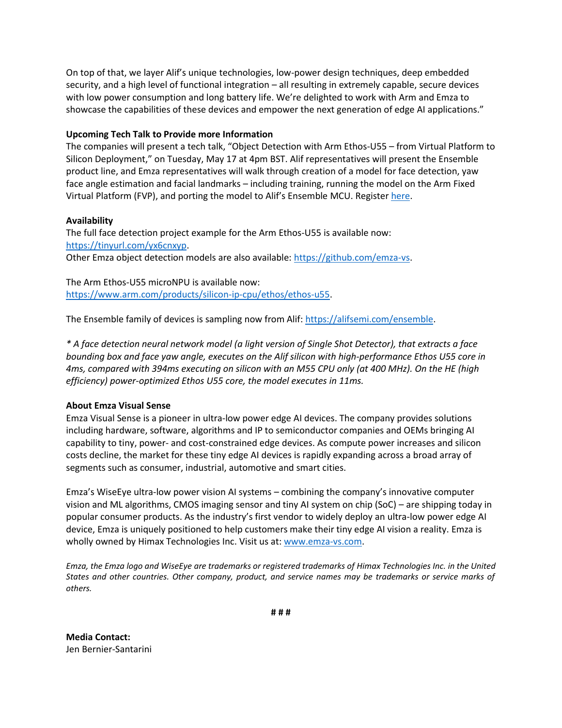On top of that, we layer Alif's unique technologies, low-power design techniques, deep embedded security, and a high level of functional integration – all resulting in extremely capable, secure devices with low power consumption and long battery life. We're delighted to work with Arm and Emza to showcase the capabilities of these devices and empower the next generation of edge AI applications."

**Upcoming Tech Talk to Provide more Information**

The companies will present a tech talk, "Object Detection with Arm Ethos-U55 – from Virtual Platform to Silicon Deployment," on Tuesday, May 17 at 4pm BST. Alif representatives will present the Ensemble product line, and Emza representatives will walk through creation of a model for face detection, yaw face angle estimation and facial landmarks – including training, running the model on the Arm Fixed Virtual Platform (FVP), and porting the model to Alif's Ensemble MCU. Register here.

**Availability**

The full face detection project example for the Arm Ethos-U55 is available now: https://tinyurl.com/yx6cnxyp.

Other Emza object detection models are also available: https://github.com/emza-vs.

The Arm Ethos-U55 microNPU is available now: https://www.arm.com/products/silicon-ip-cpu/ethos/ethos-u55.

The Ensemble family of devices is sampling now from Alif: https://alifsemi.com/ensemble.

*\* A face detection neural network model (a light version of Single Shot Detector), that extracts a face bounding box and face yaw angle, executes on the Alif silicon with high-performance Ethos U55 core in 4ms, compared with 394ms executing on silicon with an M55 CPU only (at 400 MHz). On the HE (high efficiency) power-optimized Ethos U55 core, the model executes in 11ms.*

**About Emza Visual Sense**

Emza Visual Sense is a pioneer in ultra-low power edge AI devices. The company provides solutions including hardware, software, algorithms and IP to semiconductor companies and OEMs bringing AI capability to tiny, power- and cost-constrained edge devices. As compute power increases and silicon costs decline, the market for these tiny edge AI devices is rapidly expanding across a broad array of segments such as consumer, industrial, automotive and smart cities.

Emza's WiseEye ultra-low power vision AI systems – combining the company's innovative computer vision and ML algorithms, CMOS imaging sensor and tiny AI system on chip (SoC) – are shipping today in popular consumer products. As the industry's first vendor to widely deploy an ultra-low power edge AI device, Emza is uniquely positioned to help customers make their tiny edge AI vision a reality. Emza is wholly owned by Himax Technologies Inc. Visit us at: www.emza-vs.com.

*Emza, the Emza logo and WiseEye are trademarks or registered trademarks of Himax Technologies Inc. in the United States and other countries. Other company, product, and service names may be trademarks or service marks of others.*

# # #

**Media Contact:**

Jen Bernier-Santarini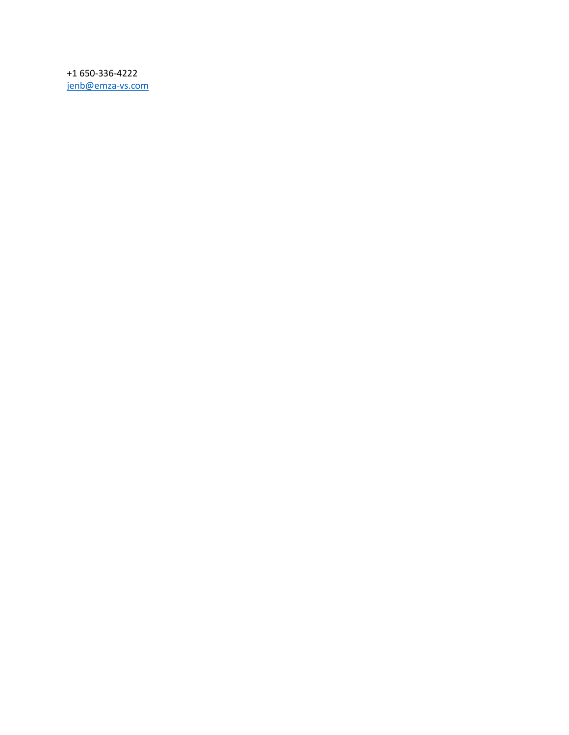+1 650-336-4222
jenb@emza-vs.com